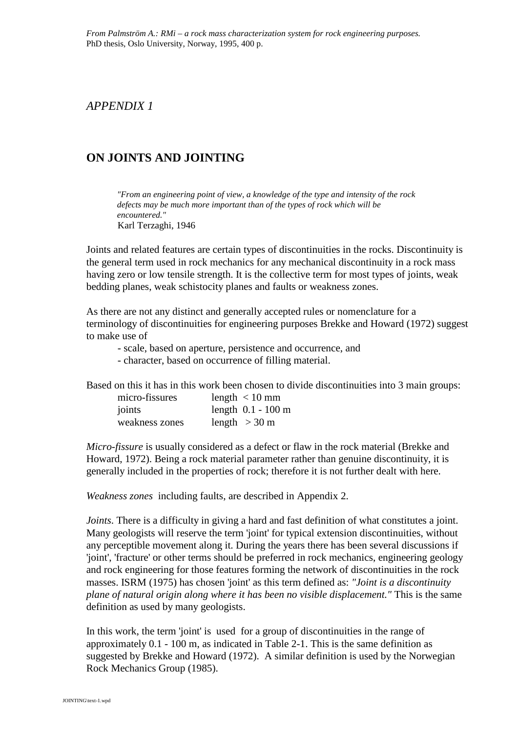*From Palmström A.: RMi – a rock mass characterization system for rock engineering purposes.* PhD thesis, Oslo University, Norway, 1995, 400 p.

*APPENDIX 1*

# ON JOINTS AND JOINTING

> *"From an engineering point of view, a knowledge of the type and intensity of the rock defects may be much more important than of the types of rock which will be encountered."*
> Karl Terzaghi, 1946

Joints and related features are certain types of discontinuities in the rocks. Discontinuity is the general term used in rock mechanics for any mechanical discontinuity in a rock mass having zero or low tensile strength. It is the collective term for most types of joints, weak bedding planes, weak schistocity planes and faults or weakness zones.

As there are not any distinct and generally accepted rules or nomenclature for a terminology of discontinuities for engineering purposes Brekke and Howard (1972) suggest to make use of

- scale, based on aperture, persistence and occurrence, and
- character, based on occurrence of filling material.

Based on this it has in this work been chosen to divide discontinuities into 3 main groups:

| | |
|---|---|
| micro-fissures | length < 10 mm |
| joints | length 0.1 - 100 m |
| weakness zones | length > 30 m |

*Micro-fissure* is usually considered as a defect or flaw in the rock material (Brekke and Howard, 1972). Being a rock material parameter rather than genuine discontinuity, it is generally included in the properties of rock; therefore it is not further dealt with here.

*Weakness zones* including faults, are described in Appendix 2.

*Joints*. There is a difficulty in giving a hard and fast definition of what constitutes a joint. Many geologists will reserve the term 'joint' for typical extension discontinuities, without any perceptible movement along it. During the years there has been several discussions if 'joint', 'fracture' or other terms should be preferred in rock mechanics, engineering geology and rock engineering for those features forming the network of discontinuities in the rock masses. ISRM (1975) has chosen 'joint' as this term defined as: *"Joint is a discontinuity plane of natural origin along where it has been no visible displacement."* This is the same definition as used by many geologists.

In this work, the term 'joint' is used for a group of discontinuities in the range of approximately 0.1 - 100 m, as indicated in Table 2-1. This is the same definition as suggested by Brekke and Howard (1972). A similar definition is used by the Norwegian Rock Mechanics Group (1985).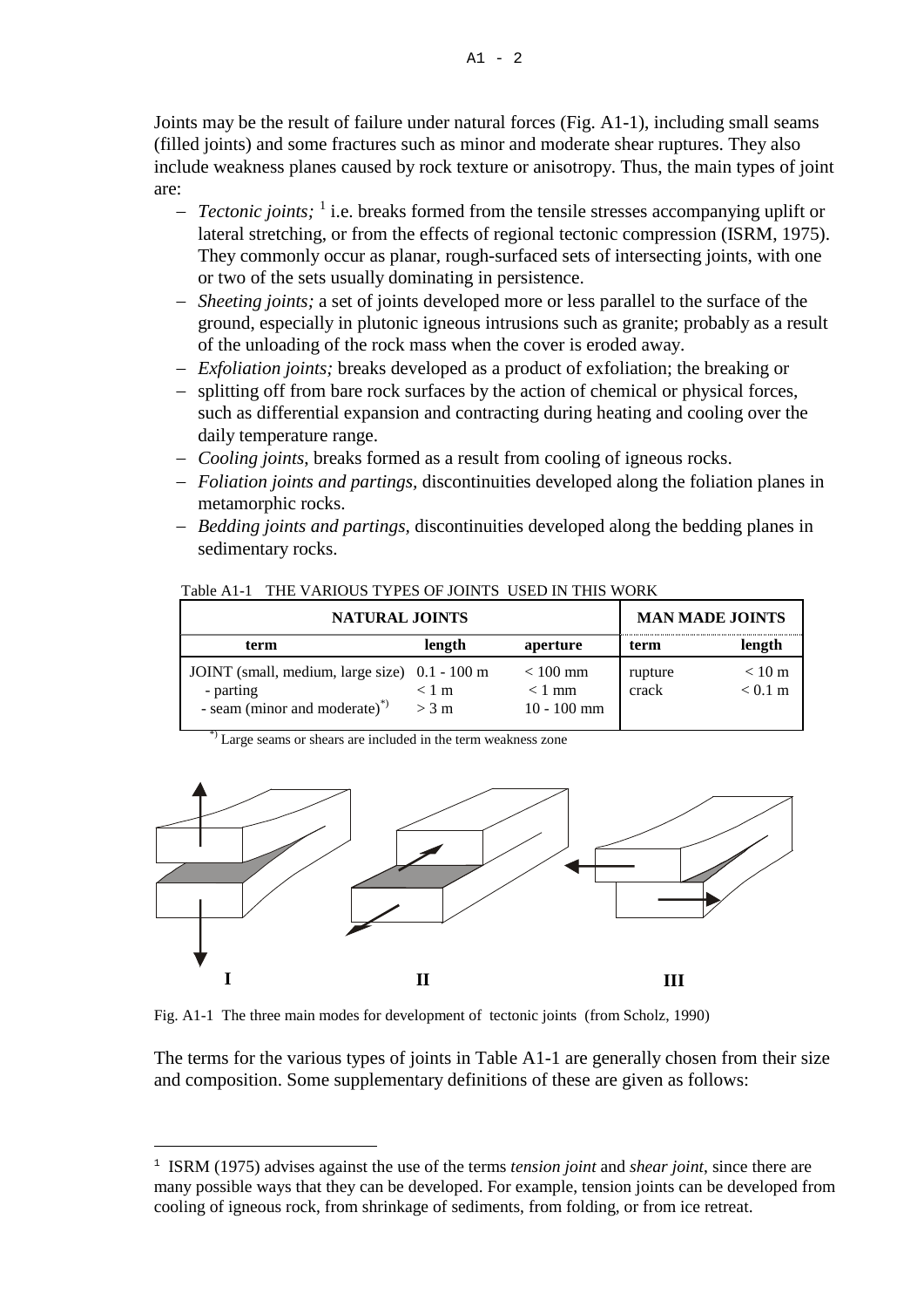Joints may be the result of failure under natural forces (Fig. A1-1), including small seams (filled joints) and some fractures such as minor and moderate shear ruptures. They also include weakness planes caused by rock texture or anisotropy. Thus, the main types of joint are:

- *Tectonic joints;* [1] i.e. breaks formed from the tensile stresses accompanying uplift or lateral stretching, or from the effects of regional tectonic compression (ISRM, 1975). They commonly occur as planar, rough-surfaced sets of intersecting joints, with one or two of the sets usually dominating in persistence.
- *Sheeting joints;* a set of joints developed more or less parallel to the surface of the ground, especially in plutonic igneous intrusions such as granite; probably as a result of the unloading of the rock mass when the cover is eroded away.
- *Exfoliation joints;* breaks developed as a product of exfoliation; the breaking or
- splitting off from bare rock surfaces by the action of chemical or physical forces, such as differential expansion and contracting during heating and cooling over the daily temperature range.
- *Cooling joints*, breaks formed as a result from cooling of igneous rocks.
- *Foliation joints and partings*, discontinuities developed along the foliation planes in metamorphic rocks.
- *Bedding joints and partings*, discontinuities developed along the bedding planes in sedimentary rocks.

Table A1-1 THE VARIOUS TYPES OF JOINTS USED IN THIS WORK

| NATURAL JOINTS | | | MAN MADE JOINTS | |
|---|---|---|---|---|
| term | length | aperture | term | length |
| JOINT (small, medium, large size)<br>- parting<br>- seam (minor and moderate)*) | 0.1 - 100 m<br>< 1 m<br>> 3 m | < 100 mm<br>< 1 mm<br>10 - 100 mm | rupture<br>crack | < 10 m<br>< 0.1 m |

*) Large seams or shears are included in the term weakness zone

I

II

III

Fig. A1-1 The three main modes for development of tectonic joints (from Scholz, 1990)

The terms for the various types of joints in Table A1-1 are generally chosen from their size and composition. Some supplementary definitions of these are given as follows:

[1] ISRM (1975) advises against the use of the terms *tension joint* and *shear joint*, since there are many possible ways that they can be developed. For example, tension joints can be developed from cooling of igneous rock, from shrinkage of sediments, from folding, or from ice retreat.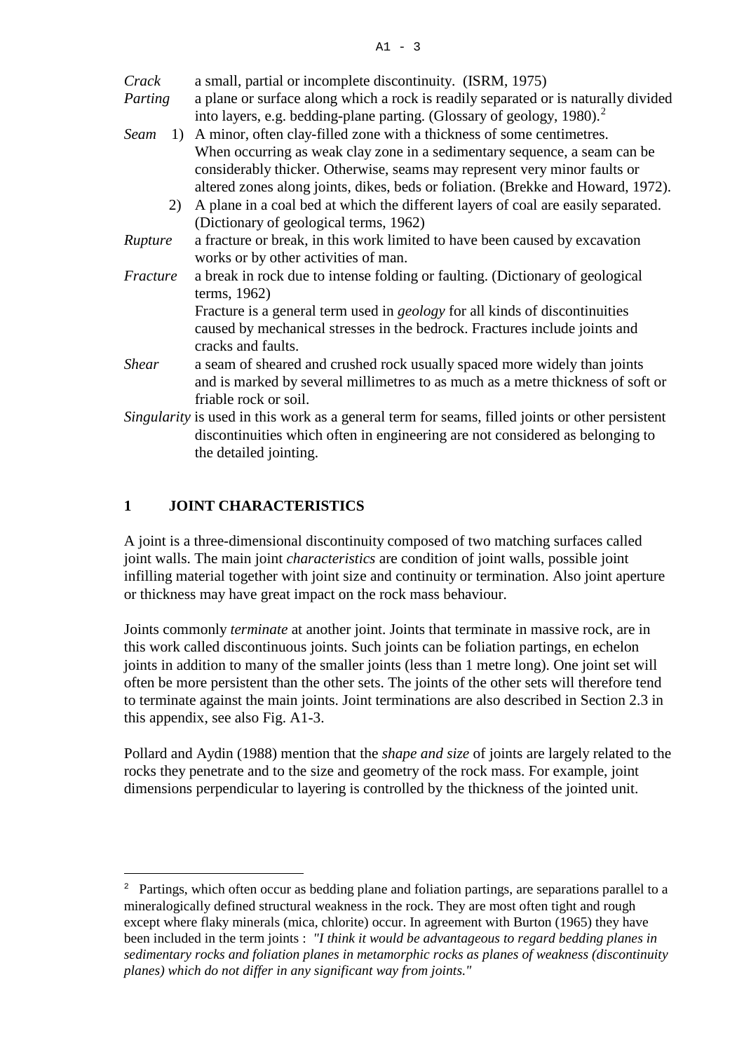*Crack* a small, partial or incomplete discontinuity. (ISRM, 1975)

*Parting* a plane or surface along which a rock is readily separated or is naturally divided into layers, e.g. bedding-plane parting. (Glossary of geology, 1980).[2]

*Seam* 1) A minor, often clay-filled zone with a thickness of some centimetres. When occurring as weak clay zone in a sedimentary sequence, a seam can be considerably thicker. Otherwise, seams may represent very minor faults or altered zones along joints, dikes, beds or foliation. (Brekke and Howard, 1972).

2) A plane in a coal bed at which the different layers of coal are easily separated. (Dictionary of geological terms, 1962)

*Rupture* a fracture or break, in this work limited to have been caused by excavation works or by other activities of man.

*Fracture* a break in rock due to intense folding or faulting. (Dictionary of geological terms, 1962)
Fracture is a general term used in *geology* for all kinds of discontinuities caused by mechanical stresses in the bedrock. Fractures include joints and cracks and faults.

*Shear* a seam of sheared and crushed rock usually spaced more widely than joints and is marked by several millimetres to as much as a metre thickness of soft or friable rock or soil.

*Singularity* is used in this work as a general term for seams, filled joints or other persistent discontinuities which often in engineering are not considered as belonging to the detailed jointing.

# 1 JOINT CHARACTERISTICS

A joint is a three-dimensional discontinuity composed of two matching surfaces called joint walls. The main joint *characteristics* are condition of joint walls, possible joint infilling material together with joint size and continuity or termination. Also joint aperture or thickness may have great impact on the rock mass behaviour.

Joints commonly *terminate* at another joint. Joints that terminate in massive rock, are in this work called discontinuous joints. Such joints can be foliation partings, en echelon joints in addition to many of the smaller joints (less than 1 metre long). One joint set will often be more persistent than the other sets. The joints of the other sets will therefore tend to terminate against the main joints. Joint terminations are also described in Section 2.3 in this appendix, see also Fig. A1-3.

Pollard and Aydin (1988) mention that the *shape and size* of joints are largely related to the rocks they penetrate and to the size and geometry of the rock mass. For example, joint dimensions perpendicular to layering is controlled by the thickness of the jointed unit.

---

[2] Partings, which often occur as bedding plane and foliation partings, are separations parallel to a mineralogically defined structural weakness in the rock. They are most often tight and rough except where flaky minerals (mica, chlorite) occur. In agreement with Burton (1965) they have been included in the term joints : *"I think it would be advantageous to regard bedding planes in sedimentary rocks and foliation planes in metamorphic rocks as planes of weakness (discontinuity planes) which do not differ in any significant way from joints."*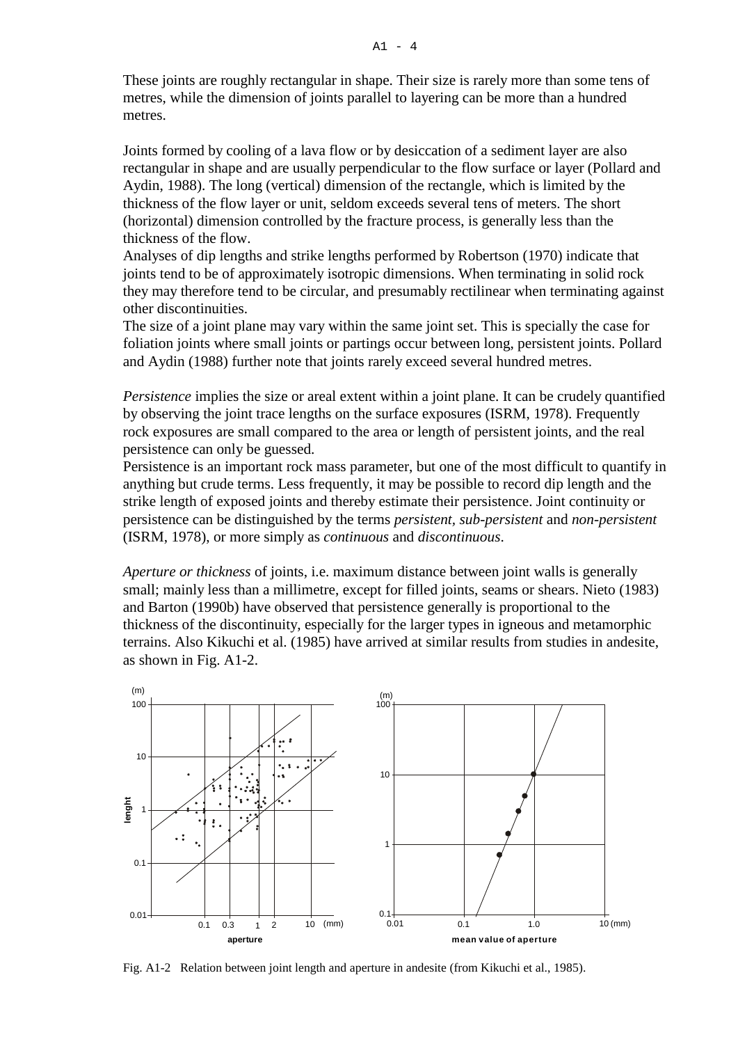These joints are roughly rectangular in shape. Their size is rarely more than some tens of metres, while the dimension of joints parallel to layering can be more than a hundred metres.

Joints formed by cooling of a lava flow or by desiccation of a sediment layer are also rectangular in shape and are usually perpendicular to the flow surface or layer (Pollard and Aydin, 1988). The long (vertical) dimension of the rectangle, which is limited by the thickness of the flow layer or unit, seldom exceeds several tens of meters. The short (horizontal) dimension controlled by the fracture process, is generally less than the thickness of the flow.

Analyses of dip lengths and strike lengths performed by Robertson (1970) indicate that joints tend to be of approximately isotropic dimensions. When terminating in solid rock they may therefore tend to be circular, and presumably rectilinear when terminating against other discontinuities.

The size of a joint plane may vary within the same joint set. This is specially the case for foliation joints where small joints or partings occur between long, persistent joints. Pollard and Aydin (1988) further note that joints rarely exceed several hundred metres.

*Persistence* implies the size or areal extent within a joint plane. It can be crudely quantified by observing the joint trace lengths on the surface exposures (ISRM, 1978). Frequently rock exposures are small compared to the area or length of persistent joints, and the real persistence can only be guessed.

Persistence is an important rock mass parameter, but one of the most difficult to quantify in anything but crude terms. Less frequently, it may be possible to record dip length and the strike length of exposed joints and thereby estimate their persistence. Joint continuity or persistence can be distinguished by the terms *persistent*, *sub-persistent* and *non-persistent* (ISRM, 1978), or more simply as *continuous* and *discontinuous*.

*Aperture or thickness* of joints, i.e. maximum distance between joint walls is generally small; mainly less than a millimetre, except for filled joints, seams or shears. Nieto (1983) and Barton (1990b) have observed that persistence generally is proportional to the thickness of the discontinuity, especially for the larger types in igneous and metamorphic terrains. Also Kikuchi et al. (1985) have arrived at similar results from studies in andesite, as shown in Fig. A1-2.

(m)
100
10
1
0.1
0.01
lenght
0.1 0.3 1 2 10 (mm)
aperture

(m)
100
10
1
0.1
0.01 0.1 1.0 10 (mm)
mean value of aperture

Fig. A1-2 Relation between joint length and aperture in andesite (from Kikuchi et al., 1985).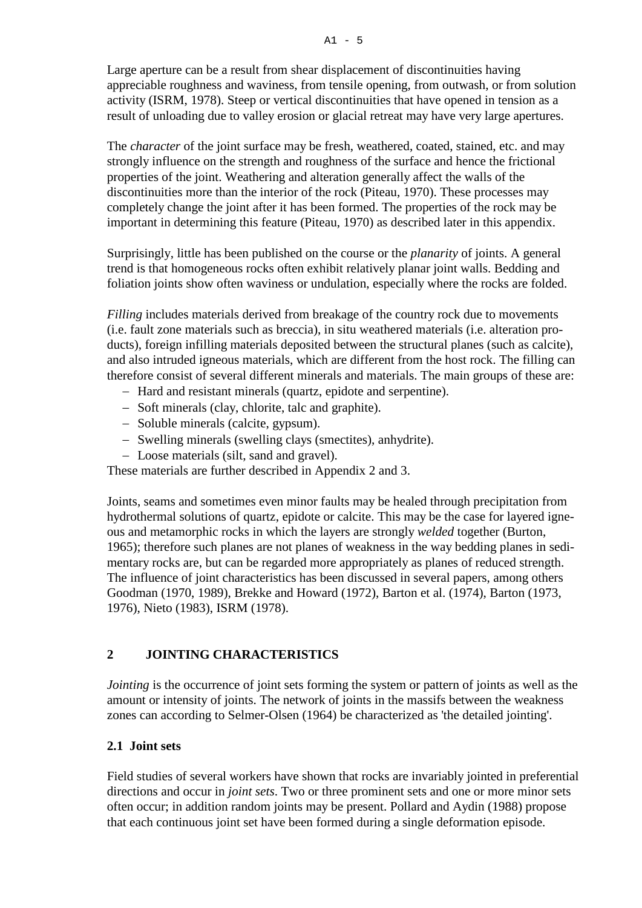Large aperture can be a result from shear displacement of discontinuities having appreciable roughness and waviness, from tensile opening, from outwash, or from solution activity (ISRM, 1978). Steep or vertical discontinuities that have opened in tension as a result of unloading due to valley erosion or glacial retreat may have very large apertures.

The *character* of the joint surface may be fresh, weathered, coated, stained, etc. and may strongly influence on the strength and roughness of the surface and hence the frictional properties of the joint. Weathering and alteration generally affect the walls of the discontinuities more than the interior of the rock (Piteau, 1970). These processes may completely change the joint after it has been formed. The properties of the rock may be important in determining this feature (Piteau, 1970) as described later in this appendix.

Surprisingly, little has been published on the course or the *planarity* of joints. A general trend is that homogeneous rocks often exhibit relatively planar joint walls. Bedding and foliation joints show often waviness or undulation, especially where the rocks are folded.

*Filling* includes materials derived from breakage of the country rock due to movements (i.e. fault zone materials such as breccia), in situ weathered materials (i.e. alteration products), foreign infilling materials deposited between the structural planes (such as calcite), and also intruded igneous materials, which are different from the host rock. The filling can therefore consist of several different minerals and materials. The main groups of these are:

- Hard and resistant minerals (quartz, epidote and serpentine).
- Soft minerals (clay, chlorite, talc and graphite).
- Soluble minerals (calcite, gypsum).
- Swelling minerals (swelling clays (smectites), anhydrite).
- Loose materials (silt, sand and gravel).

These materials are further described in Appendix 2 and 3.

Joints, seams and sometimes even minor faults may be healed through precipitation from hydrothermal solutions of quartz, epidote or calcite. This may be the case for layered igneous and metamorphic rocks in which the layers are strongly *welded* together (Burton, 1965); therefore such planes are not planes of weakness in the way bedding planes in sedimentary rocks are, but can be regarded more appropriately as planes of reduced strength. The influence of joint characteristics has been discussed in several papers, among others Goodman (1970, 1989), Brekke and Howard (1972), Barton et al. (1974), Barton (1973, 1976), Nieto (1983), ISRM (1978).

## 2 JOINTING CHARACTERISTICS

*Jointing* is the occurrence of joint sets forming the system or pattern of joints as well as the amount or intensity of joints. The network of joints in the massifs between the weakness zones can according to Selmer-Olsen (1964) be characterized as 'the detailed jointing'.

### 2.1 Joint sets

Field studies of several workers have shown that rocks are invariably jointed in preferential directions and occur in *joint sets*. Two or three prominent sets and one or more minor sets often occur; in addition random joints may be present. Pollard and Aydin (1988) propose that each continuous joint set have been formed during a single deformation episode.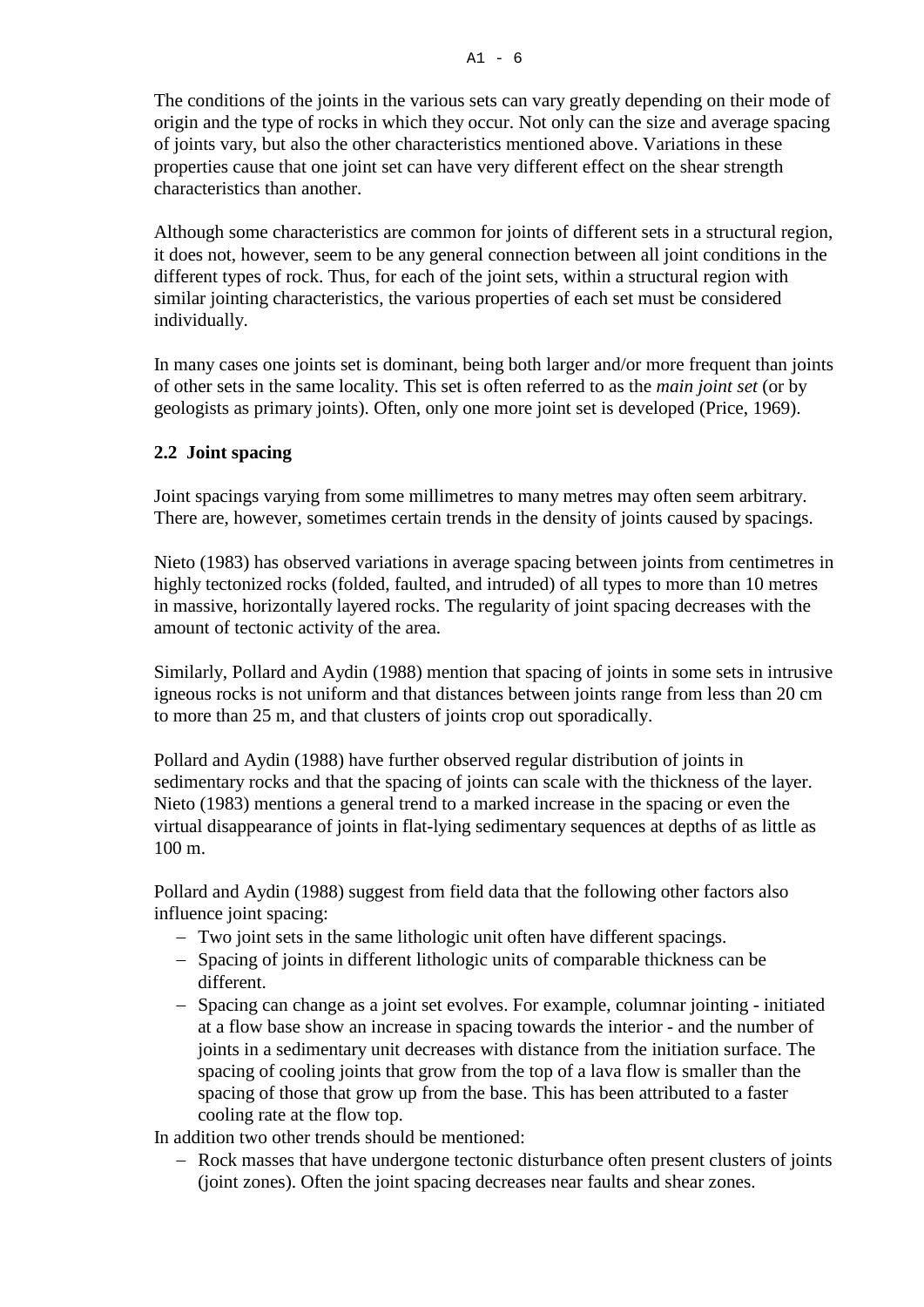The conditions of the joints in the various sets can vary greatly depending on their mode of origin and the type of rocks in which they occur. Not only can the size and average spacing of joints vary, but also the other characteristics mentioned above. Variations in these properties cause that one joint set can have very different effect on the shear strength characteristics than another.

Although some characteristics are common for joints of different sets in a structural region, it does not, however, seem to be any general connection between all joint conditions in the different types of rock. Thus, for each of the joint sets, within a structural region with similar jointing characteristics, the various properties of each set must be considered individually.

In many cases one joints set is dominant, being both larger and/or more frequent than joints of other sets in the same locality. This set is often referred to as the *main joint set* (or by geologists as primary joints). Often, only one more joint set is developed (Price, 1969).

### 2.2 Joint spacing

Joint spacings varying from some millimetres to many metres may often seem arbitrary. There are, however, sometimes certain trends in the density of joints caused by spacings.

Nieto (1983) has observed variations in average spacing between joints from centimetres in highly tectonized rocks (folded, faulted, and intruded) of all types to more than 10 metres in massive, horizontally layered rocks. The regularity of joint spacing decreases with the amount of tectonic activity of the area.

Similarly, Pollard and Aydin (1988) mention that spacing of joints in some sets in intrusive igneous rocks is not uniform and that distances between joints range from less than 20 cm to more than 25 m, and that clusters of joints crop out sporadically.

Pollard and Aydin (1988) have further observed regular distribution of joints in sedimentary rocks and that the spacing of joints can scale with the thickness of the layer. Nieto (1983) mentions a general trend to a marked increase in the spacing or even the virtual disappearance of joints in flat-lying sedimentary sequences at depths of as little as 100 m.

Pollard and Aydin (1988) suggest from field data that the following other factors also influence joint spacing:

- Two joint sets in the same lithologic unit often have different spacings.
- Spacing of joints in different lithologic units of comparable thickness can be different.
- Spacing can change as a joint set evolves. For example, columnar jointing - initiated at a flow base show an increase in spacing towards the interior - and the number of joints in a sedimentary unit decreases with distance from the initiation surface. The spacing of cooling joints that grow from the top of a lava flow is smaller than the spacing of those that grow up from the base. This has been attributed to a faster cooling rate at the flow top.

In addition two other trends should be mentioned:

- Rock masses that have undergone tectonic disturbance often present clusters of joints (joint zones). Often the joint spacing decreases near faults and shear zones.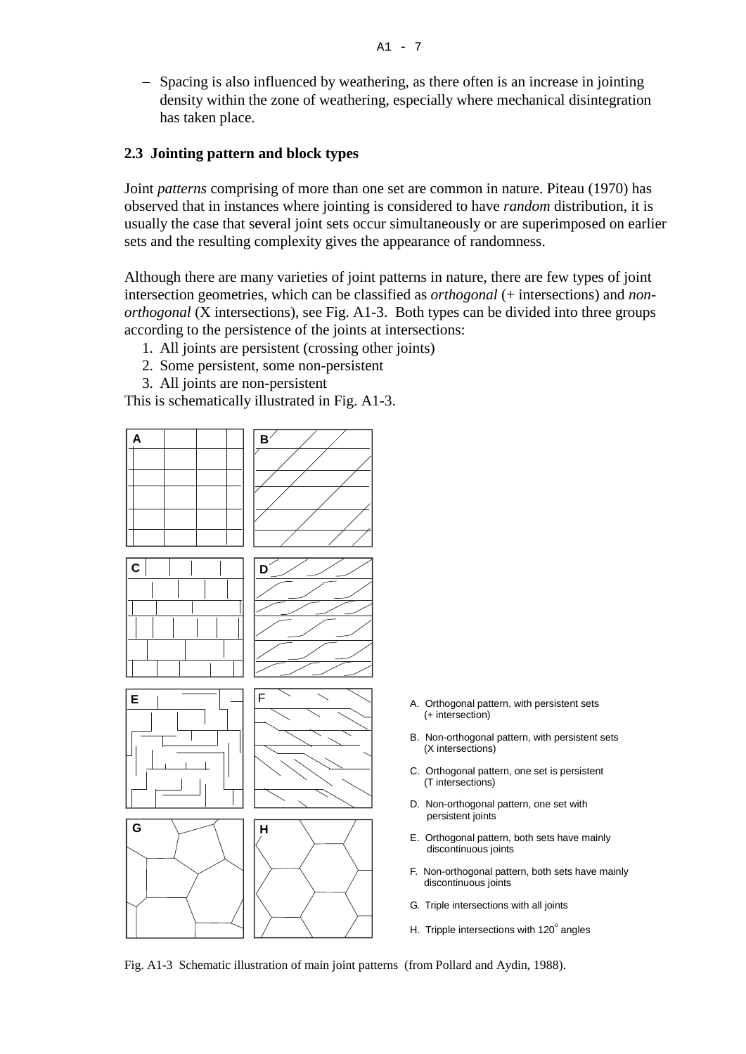– Spacing is also influenced by weathering, as there often is an increase in jointing density within the zone of weathering, especially where mechanical disintegration has taken place.

### 2.3 Jointing pattern and block types

Joint *patterns* comprising of more than one set are common in nature. Piteau (1970) has observed that in instances where jointing is considered to have *random* distribution, it is usually the case that several joint sets occur simultaneously or are superimposed on earlier sets and the resulting complexity gives the appearance of randomness.

Although there are many varieties of joint patterns in nature, there are few types of joint intersection geometries, which can be classified as *orthogonal* (+ intersections) and *non-orthogonal* (X intersections), see Fig. A1-3. Both types can be divided into three groups according to the persistence of the joints at intersections:

1. All joints are persistent (crossing other joints)
2. Some persistent, some non-persistent
3. All joints are non-persistent

This is schematically illustrated in Fig. A1-3.

A
B
C
D
E
F
G
H

A. Orthogonal pattern, with persistent sets (+ intersection)

B. Non-orthogonal pattern, with persistent sets (X intersections)

C. Orthogonal pattern, one set is persistent (T intersections)

D. Non-orthogonal pattern, one set with persistent joints

E. Orthogonal pattern, both sets have mainly discontinuous joints

F. Non-orthogonal pattern, both sets have mainly discontinuous joints

G. Triple intersections with all joints

H. Tripple intersections with 120° angles

Fig. A1-3 Schematic illustration of main joint patterns (from Pollard and Aydin, 1988).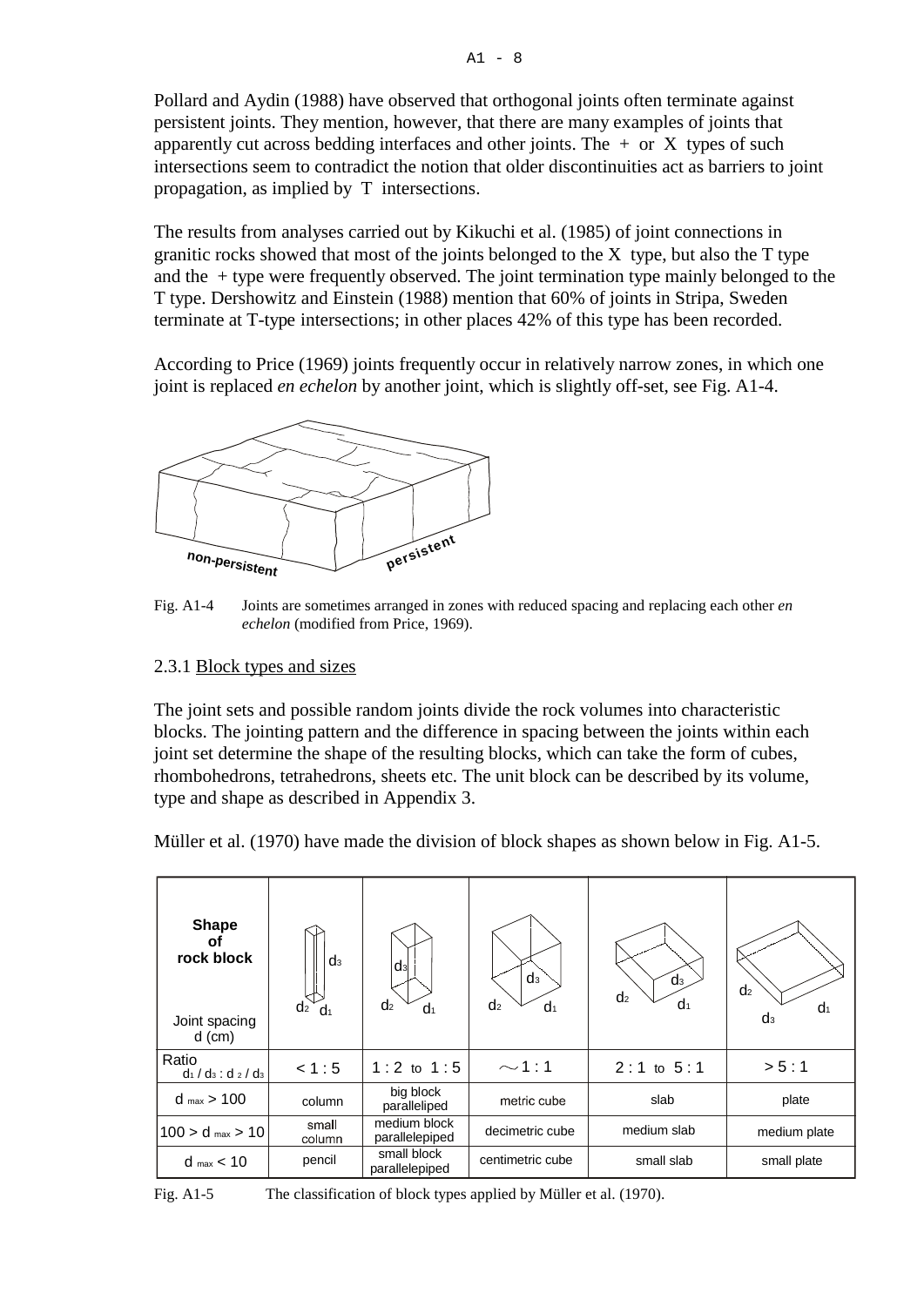Pollard and Aydin (1988) have observed that orthogonal joints often terminate against persistent joints. They mention, however, that there are many examples of joints that apparently cut across bedding interfaces and other joints. The + or X types of such intersections seem to contradict the notion that older discontinuities act as barriers to joint propagation, as implied by T intersections.

The results from analyses carried out by Kikuchi et al. (1985) of joint connections in granitic rocks showed that most of the joints belonged to the X type, but also the T type and the + type were frequently observed. The joint termination type mainly belonged to the T type. Dershowitz and Einstein (1988) mention that 60% of joints in Stripa, Sweden terminate at T-type intersections; in other places 42% of this type has been recorded.

According to Price (1969) joints frequently occur in relatively narrow zones, in which one joint is replaced *en echelon* by another joint, which is slightly off-set, see Fig. A1-4.

Fig. A1-4 Joints are sometimes arranged in zones with reduced spacing and replacing each other *en echelon* (modified from Price, 1969).

### 2.3.1 Block types and sizes

The joint sets and possible random joints divide the rock volumes into characteristic blocks. The jointing pattern and the difference in spacing between the joints within each joint set determine the shape of the resulting blocks, which can take the form of cubes, rhombohedrons, tetrahedrons, sheets etc. The unit block can be described by its volume, type and shape as described in Appendix 3.

Müller et al. (1970) have made the division of block shapes as shown below in Fig. A1-5.

| **Shape of rock block** / Joint spacing d (cm) | | | | | |
|---|---|---|---|---|---|
| Ratio $d_1 / d_3 : d_2 / d_3$ | < 1 : 5 | 1 : 2 to 1 : 5 | ~ 1 : 1 | 2 : 1 to 5 : 1 | > 5 : 1 |
| $d_{max} > 100$ | column | big block paralleliped | metric cube | slab | plate |
| $100 > d_{max} > 10$ | small column | medium block parallelepiped | decimetric cube | medium slab | medium plate |
| $d_{max} < 10$ | pencil | small block parallelepiped | centimetric cube | small slab | small plate |

Fig. A1-5 The classification of block types applied by Müller et al. (1970).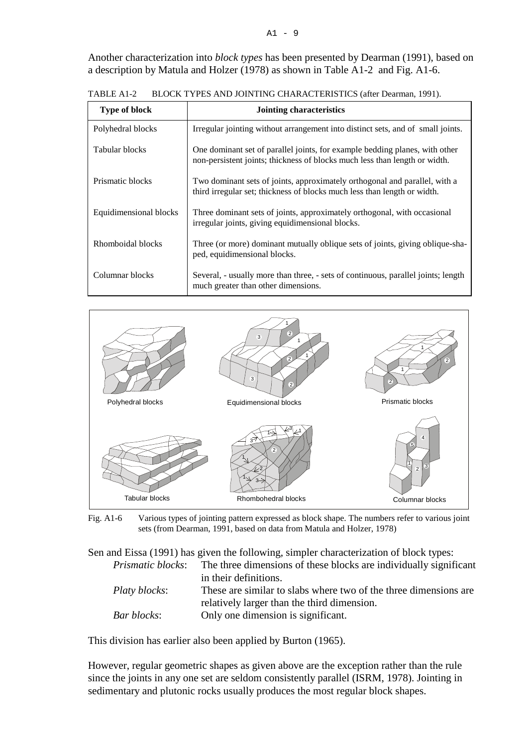Another characterization into *block types* has been presented by Dearman (1991), based on a description by Matula and Holzer (1978) as shown in Table A1-2 and Fig. A1-6.

TABLE A1-2 BLOCK TYPES AND JOINTING CHARACTERISTICS (after Dearman, 1991).

| Type of block | Jointing characteristics |
|---|---|
| Polyhedral blocks | Irregular jointing without arrangement into distinct sets, and of small joints. |
| Tabular blocks | One dominant set of parallel joints, for example bedding planes, with other non-persistent joints; thickness of blocks much less than length or width. |
| Prismatic blocks | Two dominant sets of joints, approximately orthogonal and parallel, with a third irregular set; thickness of blocks much less than length or width. |
| Equidimensional blocks | Three dominant sets of joints, approximately orthogonal, with occasional irregular joints, giving equidimensional blocks. |
| Rhomboidal blocks | Three (or more) dominant mutually oblique sets of joints, giving oblique-shaped, equidimensional blocks. |
| Columnar blocks | Several, - usually more than three, - sets of continuous, parallel joints; length much greater than other dimensions. |

Polyhedral blocks

Equidimensional blocks

Prismatic blocks

Tabular blocks

Rhombohedral blocks

Columnar blocks

Fig. A1-6 Various types of jointing pattern expressed as block shape. The numbers refer to various joint sets (from Dearman, 1991, based on data from Matula and Holzer, 1978)

Sen and Eissa (1991) has given the following, simpler characterization of block types:

*Prismatic blocks*: The three dimensions of these blocks are individually significant in their definitions.

*Platy blocks*: These are similar to slabs where two of the three dimensions are relatively larger than the third dimension.

*Bar blocks*: Only one dimension is significant.

This division has earlier also been applied by Burton (1965).

However, regular geometric shapes as given above are the exception rather than the rule since the joints in any one set are seldom consistently parallel (ISRM, 1978). Jointing in sedimentary and plutonic rocks usually produces the most regular block shapes.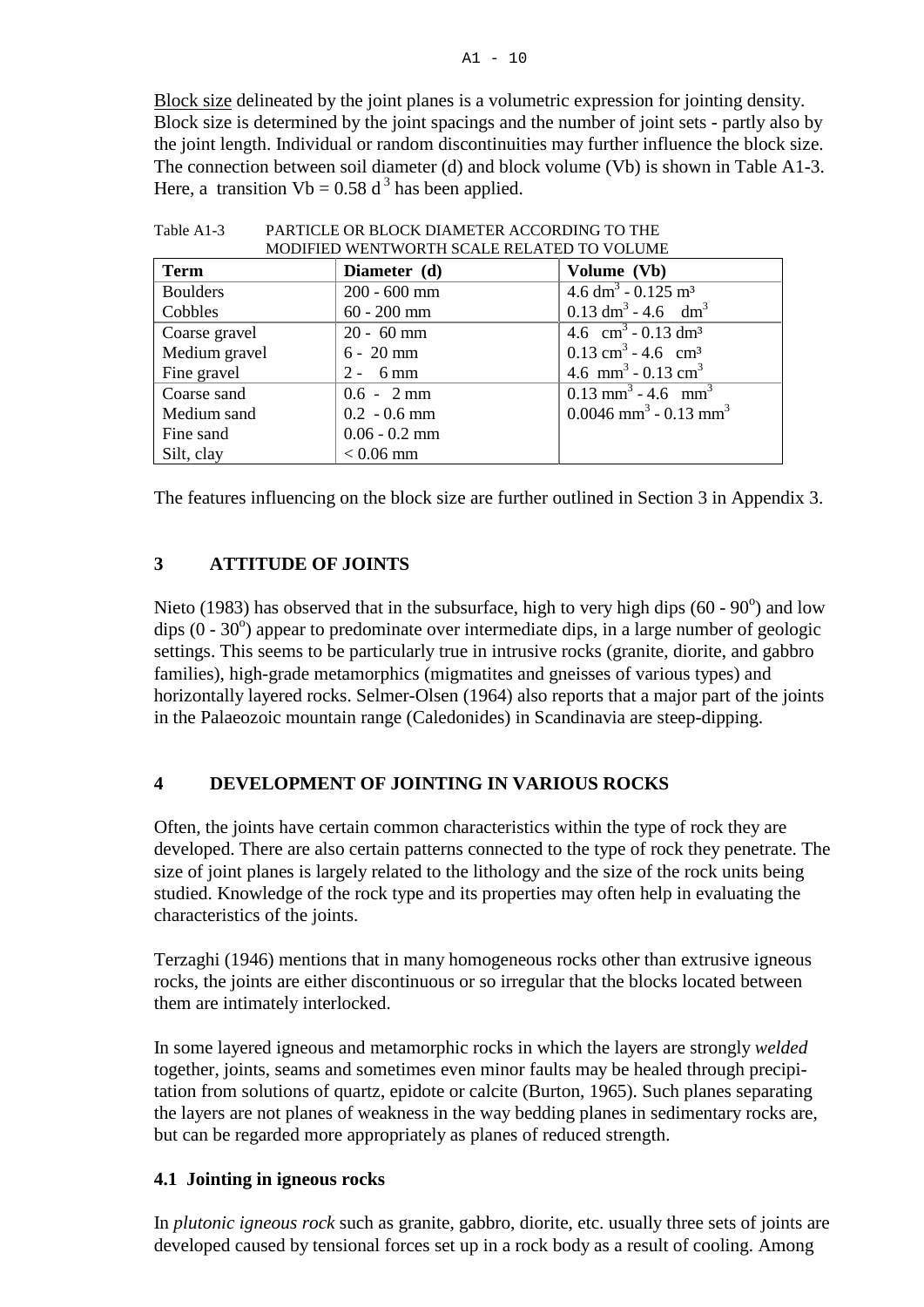<u>Block size</u> delineated by the joint planes is a volumetric expression for jointing density. Block size is determined by the joint spacings and the number of joint sets - partly also by the joint length. Individual or random discontinuities may further influence the block size. The connection between soil diameter (d) and block volume (Vb) is shown in Table A1-3. Here, a transition $Vb = 0.58\ d^3$ has been applied.

Table A1-3 PARTICLE OR BLOCK DIAMETER ACCORDING TO THE MODIFIED WENTWORTH SCALE RELATED TO VOLUME

| Term | Diameter (d) | Volume (Vb) |
|---|---|---|
| Boulders | 200 - 600 mm | 4.6 $dm^3$ - 0.125 $m^3$ |
| Cobbles | 60 - 200 mm | 0.13 $dm^3$ - 4.6 $dm^3$ |
| Coarse gravel | 20 - 60 mm | 4.6 $cm^3$ - 0.13 $dm^3$ |
| Medium gravel | 6 - 20 mm | 0.13 $cm^3$ - 4.6 $cm^3$ |
| Fine gravel | 2 - 6 mm | 4.6 $mm^3$ - 0.13 $cm^3$ |
| Coarse sand | 0.6 - 2 mm | 0.13 $mm^3$ - 4.6 $mm^3$ |
| Medium sand | 0.2 - 0.6 mm | 0.0046 $mm^3$ - 0.13 $mm^3$ |
| Fine sand | 0.06 - 0.2 mm | |
| Silt, clay | < 0.06 mm | |

The features influencing on the block size are further outlined in Section 3 in Appendix 3.

## 3 ATTITUDE OF JOINTS

Nieto (1983) has observed that in the subsurface, high to very high dips (60 - 90$^o$) and low dips (0 - 30$^o$) appear to predominate over intermediate dips, in a large number of geologic settings. This seems to be particularly true in intrusive rocks (granite, diorite, and gabbro families), high-grade metamorphics (migmatites and gneisses of various types) and horizontally layered rocks. Selmer-Olsen (1964) also reports that a major part of the joints in the Palaeozoic mountain range (Caledonides) in Scandinavia are steep-dipping.

## 4 DEVELOPMENT OF JOINTING IN VARIOUS ROCKS

Often, the joints have certain common characteristics within the type of rock they are developed. There are also certain patterns connected to the type of rock they penetrate. The size of joint planes is largely related to the lithology and the size of the rock units being studied. Knowledge of the rock type and its properties may often help in evaluating the characteristics of the joints.

Terzaghi (1946) mentions that in many homogeneous rocks other than extrusive igneous rocks, the joints are either discontinuous or so irregular that the blocks located between them are intimately interlocked.

In some layered igneous and metamorphic rocks in which the layers are strongly *welded* together, joints, seams and sometimes even minor faults may be healed through precipitation from solutions of quartz, epidote or calcite (Burton, 1965). Such planes separating the layers are not planes of weakness in the way bedding planes in sedimentary rocks are, but can be regarded more appropriately as planes of reduced strength.

### 4.1 Jointing in igneous rocks

In *plutonic igneous rock* such as granite, gabbro, diorite, etc. usually three sets of joints are developed caused by tensional forces set up in a rock body as a result of cooling. Among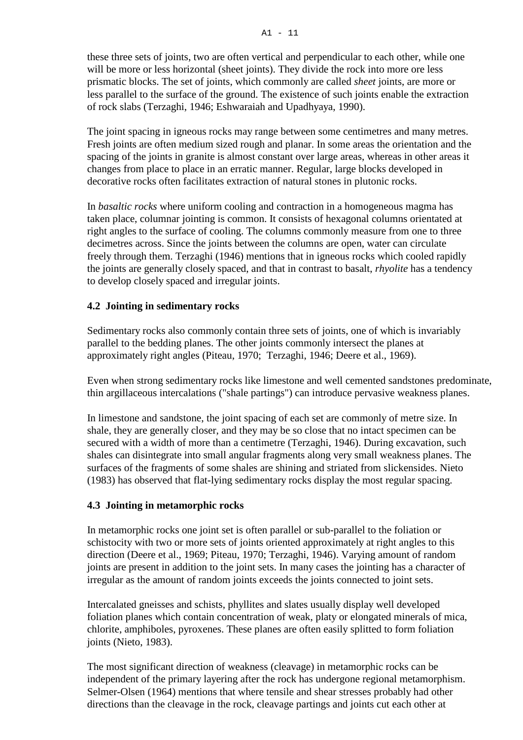these three sets of joints, two are often vertical and perpendicular to each other, while one will be more or less horizontal (sheet joints). They divide the rock into more ore less prismatic blocks. The set of joints, which commonly are called *sheet* joints, are more or less parallel to the surface of the ground. The existence of such joints enable the extraction of rock slabs (Terzaghi, 1946; Eshwaraiah and Upadhyaya, 1990).

The joint spacing in igneous rocks may range between some centimetres and many metres. Fresh joints are often medium sized rough and planar. In some areas the orientation and the spacing of the joints in granite is almost constant over large areas, whereas in other areas it changes from place to place in an erratic manner. Regular, large blocks developed in decorative rocks often facilitates extraction of natural stones in plutonic rocks.

In *basaltic rocks* where uniform cooling and contraction in a homogeneous magma has taken place, columnar jointing is common. It consists of hexagonal columns orientated at right angles to the surface of cooling. The columns commonly measure from one to three decimetres across. Since the joints between the columns are open, water can circulate freely through them. Terzaghi (1946) mentions that in igneous rocks which cooled rapidly the joints are generally closely spaced, and that in contrast to basalt, *rhyolite* has a tendency to develop closely spaced and irregular joints.

### 4.2 Jointing in sedimentary rocks

Sedimentary rocks also commonly contain three sets of joints, one of which is invariably parallel to the bedding planes. The other joints commonly intersect the planes at approximately right angles (Piteau, 1970; Terzaghi, 1946; Deere et al., 1969).

Even when strong sedimentary rocks like limestone and well cemented sandstones predominate, thin argillaceous intercalations ("shale partings") can introduce pervasive weakness planes.

In limestone and sandstone, the joint spacing of each set are commonly of metre size. In shale, they are generally closer, and they may be so close that no intact specimen can be secured with a width of more than a centimetre (Terzaghi, 1946). During excavation, such shales can disintegrate into small angular fragments along very small weakness planes. The surfaces of the fragments of some shales are shining and striated from slickensides. Nieto (1983) has observed that flat-lying sedimentary rocks display the most regular spacing.

### 4.3 Jointing in metamorphic rocks

In metamorphic rocks one joint set is often parallel or sub-parallel to the foliation or schistocity with two or more sets of joints oriented approximately at right angles to this direction (Deere et al., 1969; Piteau, 1970; Terzaghi, 1946). Varying amount of random joints are present in addition to the joint sets. In many cases the jointing has a character of irregular as the amount of random joints exceeds the joints connected to joint sets.

Intercalated gneisses and schists, phyllites and slates usually display well developed foliation planes which contain concentration of weak, platy or elongated minerals of mica, chlorite, amphiboles, pyroxenes. These planes are often easily splitted to form foliation joints (Nieto, 1983).

The most significant direction of weakness (cleavage) in metamorphic rocks can be independent of the primary layering after the rock has undergone regional metamorphism. Selmer-Olsen (1964) mentions that where tensile and shear stresses probably had other directions than the cleavage in the rock, cleavage partings and joints cut each other at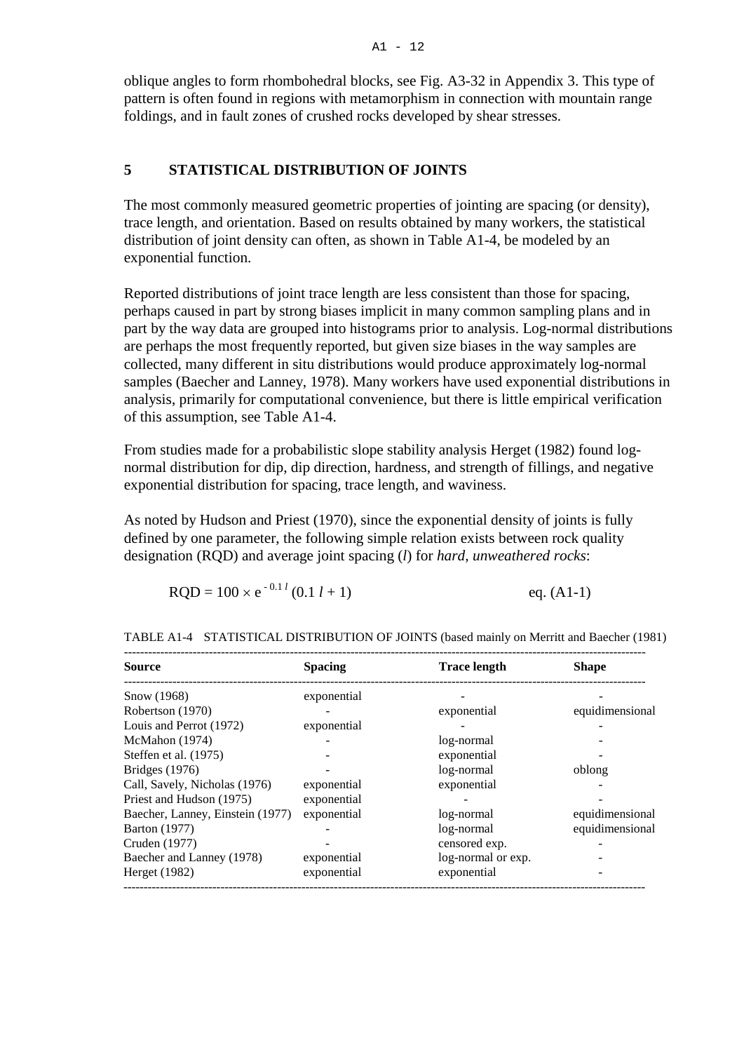oblique angles to form rhombohedral blocks, see Fig. A3-32 in Appendix 3. This type of pattern is often found in regions with metamorphism in connection with mountain range foldings, and in fault zones of crushed rocks developed by shear stresses.

## 5 STATISTICAL DISTRIBUTION OF JOINTS

The most commonly measured geometric properties of jointing are spacing (or density), trace length, and orientation. Based on results obtained by many workers, the statistical distribution of joint density can often, as shown in Table A1-4, be modeled by an exponential function.

Reported distributions of joint trace length are less consistent than those for spacing, perhaps caused in part by strong biases implicit in many common sampling plans and in part by the way data are grouped into histograms prior to analysis. Log-normal distributions are perhaps the most frequently reported, but given size biases in the way samples are collected, many different in situ distributions would produce approximately log-normal samples (Baecher and Lanney, 1978). Many workers have used exponential distributions in analysis, primarily for computational convenience, but there is little empirical verification of this assumption, see Table A1-4.

From studies made for a probabilistic slope stability analysis Herget (1982) found log-normal distribution for dip, dip direction, hardness, and strength of fillings, and negative exponential distribution for spacing, trace length, and waviness.

As noted by Hudson and Priest (1970), since the exponential density of joints is fully defined by one parameter, the following simple relation exists between rock quality designation (RQD) and average joint spacing ($l$) for *hard, unweathered rocks*:

$$\mathrm{RQD} = 100 \times e^{-0.1\,l}\,(0.1\,l + 1) \qquad \text{eq. (A1-1)}$$

TABLE A1-4 STATISTICAL DISTRIBUTION OF JOINTS (based mainly on Merritt and Baecher (1981)

| **Source** | **Spacing** | **Trace length** | **Shape** |
|---|---|---|---|
| Snow (1968) | exponential | - | - |
| Robertson (1970) | - | exponential | equidimensional |
| Louis and Perrot (1972) | exponential | - | - |
| McMahon (1974) | - | log-normal | - |
| Steffen et al. (1975) | - | exponential | - |
| Bridges (1976) | - | log-normal | oblong |
| Call, Savely, Nicholas (1976) | exponential | exponential | - |
| Priest and Hudson (1975) | exponential | - | - |
| Baecher, Lanney, Einstein (1977) | exponential | log-normal | equidimensional |
| Barton (1977) | - | log-normal | equidimensional |
| Cruden (1977) | - | censored exp. | - |
| Baecher and Lanney (1978) | exponential | log-normal or exp. | - |
| Herget (1982) | exponential | exponential | - |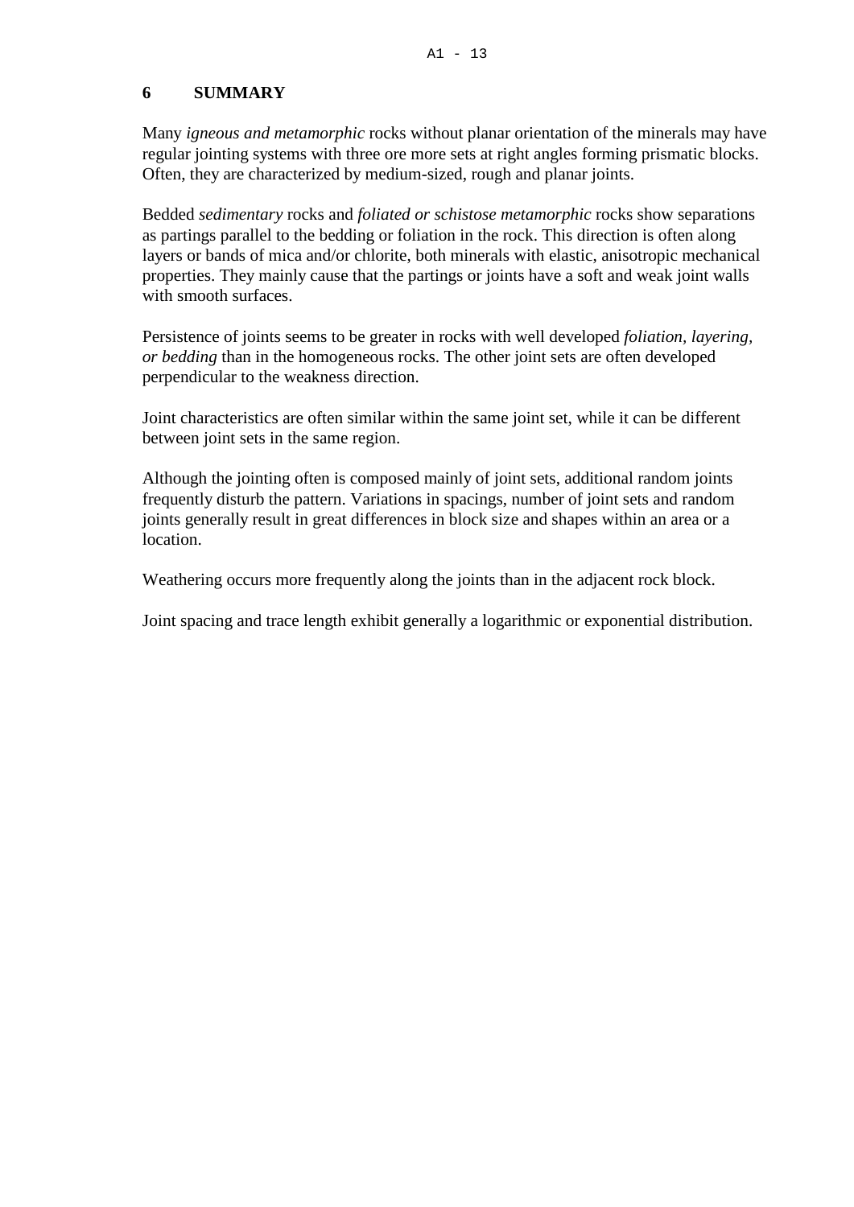## 6 SUMMARY

Many *igneous and metamorphic* rocks without planar orientation of the minerals may have regular jointing systems with three ore more sets at right angles forming prismatic blocks. Often, they are characterized by medium-sized, rough and planar joints.

Bedded *sedimentary* rocks and *foliated or schistose metamorphic* rocks show separations as partings parallel to the bedding or foliation in the rock. This direction is often along layers or bands of mica and/or chlorite, both minerals with elastic, anisotropic mechanical properties. They mainly cause that the partings or joints have a soft and weak joint walls with smooth surfaces.

Persistence of joints seems to be greater in rocks with well developed *foliation, layering, or bedding* than in the homogeneous rocks. The other joint sets are often developed perpendicular to the weakness direction.

Joint characteristics are often similar within the same joint set, while it can be different between joint sets in the same region.

Although the jointing often is composed mainly of joint sets, additional random joints frequently disturb the pattern. Variations in spacings, number of joint sets and random joints generally result in great differences in block size and shapes within an area or a location.

Weathering occurs more frequently along the joints than in the adjacent rock block.

Joint spacing and trace length exhibit generally a logarithmic or exponential distribution.